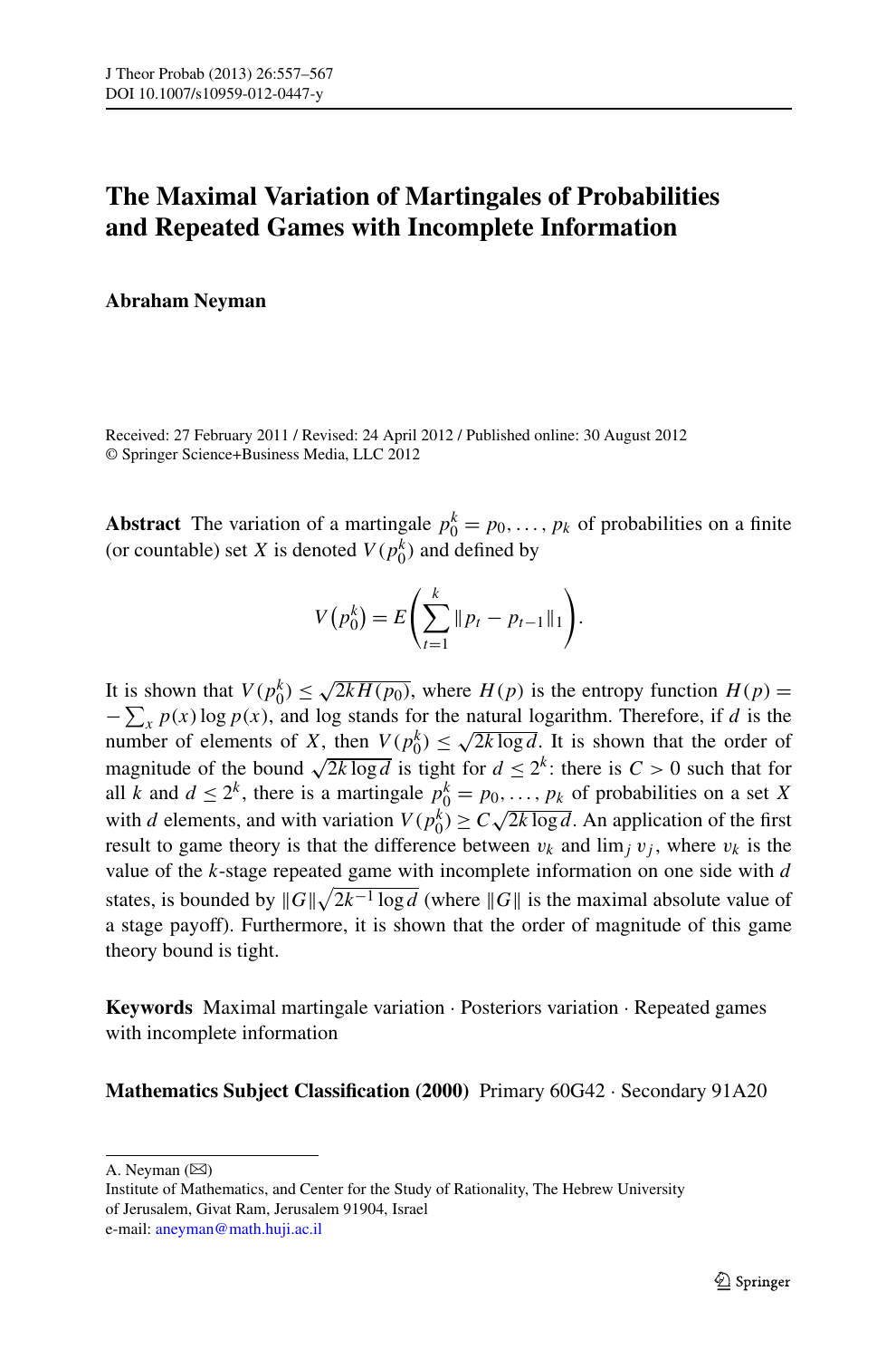# The Maximal Variation of Martingales of Probabilities and Repeated Games with Incomplete Information

**Abraham Neyman**

Received: 27 February 2011 / Revised: 24 April 2012 / Published online: 30 August 2012
© Springer Science+Business Media, LLC 2012

**Abstract** The variation of a martingale $p_0^k = p_0, \dots, p_k$ of probabilities on a finite (or countable) set $X$ is denoted $V(p_0^k)$ and defined by

$$V\left(p_0^k\right) = E\left(\sum_{t=1}^{k} \|p_t - p_{t-1}\|_1\right).$$

It is shown that $V(p_0^k) \leq \sqrt{2kH(p_0)}$, where $H(p)$ is the entropy function $H(p) = -\sum_x p(x) \log p(x)$, and log stands for the natural logarithm. Therefore, if $d$ is the number of elements of $X$, then $V(p_0^k) \leq \sqrt{2k \log d}$. It is shown that the order of magnitude of the bound $\sqrt{2k \log d}$ is tight for $d \leq 2^k$: there is $C > 0$ such that for all $k$ and $d \leq 2^k$, there is a martingale $p_0^k = p_0, \dots, p_k$ of probabilities on a set $X$ with $d$ elements, and with variation $V(p_0^k) \geq C\sqrt{2k \log d}$. An application of the first result to game theory is that the difference between $v_k$ and $\lim_j v_j$, where $v_k$ is the value of the $k$-stage repeated game with incomplete information on one side with $d$ states, is bounded by $\|G\|\sqrt{2k^{-1} \log d}$ (where $\|G\|$ is the maximal absolute value of a stage payoff). Furthermore, it is shown that the order of magnitude of this game theory bound is tight.

**Keywords** Maximal martingale variation · Posteriors variation · Repeated games with incomplete information

**Mathematics Subject Classification (2000)** Primary 60G42 · Secondary 91A20

---

A. Neyman (✉)
Institute of Mathematics, and Center for the Study of Rationality, The Hebrew University of Jerusalem, Givat Ram, Jerusalem 91904, Israel
e-mail: aneyman@math.huji.ac.il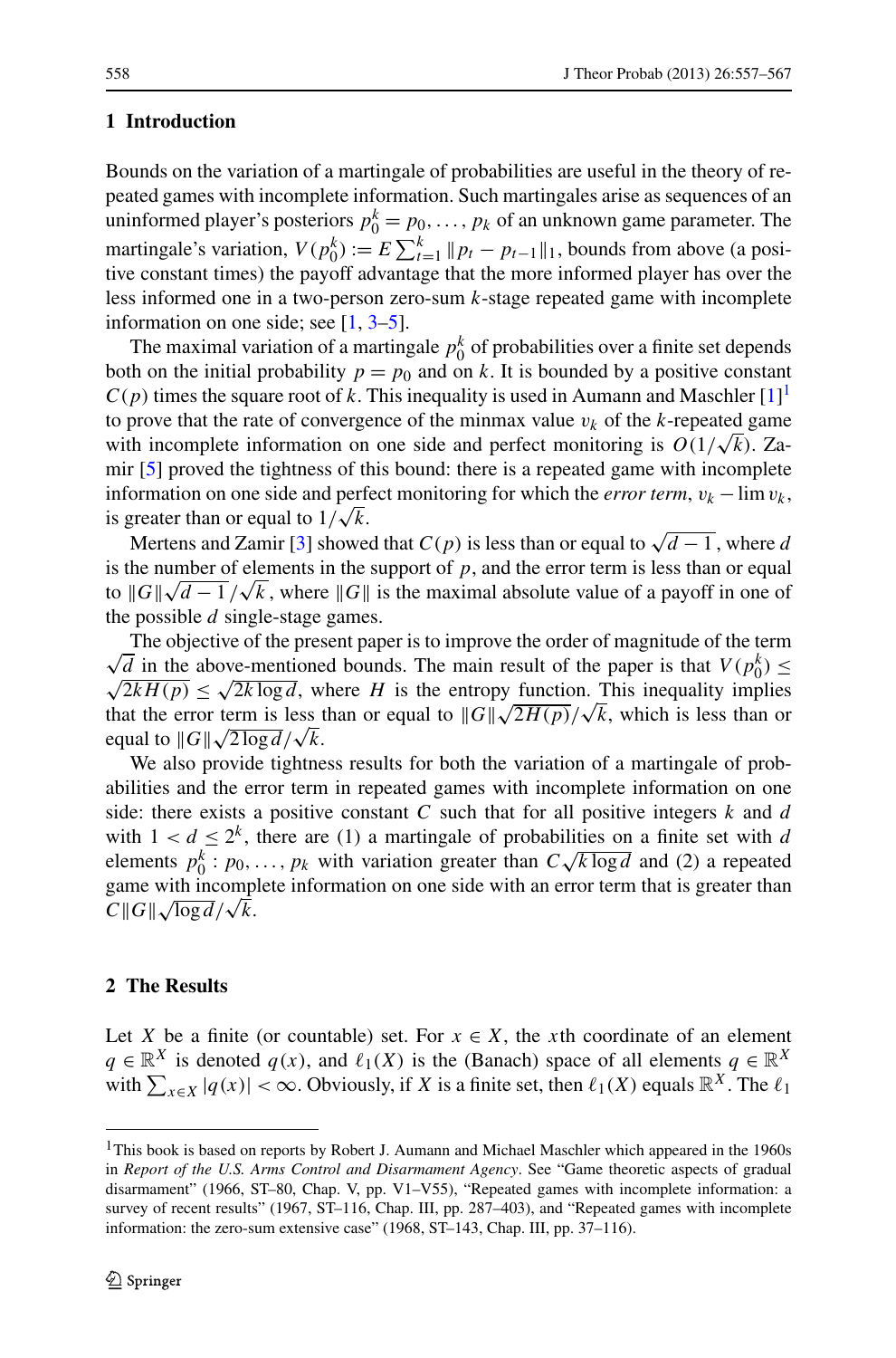## 1 Introduction

Bounds on the variation of a martingale of probabilities are useful in the theory of repeated games with incomplete information. Such martingales arise as sequences of an uninformed player's posteriors $p_0^k = p_0, \ldots, p_k$ of an unknown game parameter. The martingale's variation, $V(p_0^k) := E\sum_{t=1}^k \|p_t - p_{t-1}\|_1$, bounds from above (a positive constant times) the payoff advantage that the more informed player has over the less informed one in a two-person zero-sum $k$-stage repeated game with incomplete information on one side; see [1, 3–5].

The maximal variation of a martingale $p_0^k$ of probabilities over a finite set depends both on the initial probability $p = p_0$ and on $k$. It is bounded by a positive constant $C(p)$ times the square root of $k$. This inequality is used in Aumann and Maschler [1][1] to prove that the rate of convergence of the minmax value $v_k$ of the $k$-repeated game with incomplete information on one side and perfect monitoring is $O(1/\sqrt{k})$. Zamir [5] proved the tightness of this bound: there is a repeated game with incomplete information on one side and perfect monitoring for which the *error term*, $v_k - \lim v_k$, is greater than or equal to $1/\sqrt{k}$.

Mertens and Zamir [3] showed that $C(p)$ is less than or equal to $\sqrt{d-1}$, where $d$ is the number of elements in the support of $p$, and the error term is less than or equal to $\|G\|\sqrt{d-1}/\sqrt{k}$, where $\|G\|$ is the maximal absolute value of a payoff in one of the possible $d$ single-stage games.

The objective of the present paper is to improve the order of magnitude of the term $\sqrt{d}$ in the above-mentioned bounds. The main result of the paper is that $V(p_0^k) \leq \sqrt{2kH(p)} \leq \sqrt{2k\log d}$, where $H$ is the entropy function. This inequality implies that the error term is less than or equal to $\|G\|\sqrt{2H(p)}/\sqrt{k}$, which is less than or equal to $\|G\|\sqrt{2\log d}/\sqrt{k}$.

We also provide tightness results for both the variation of a martingale of probabilities and the error term in repeated games with incomplete information on one side: there exists a positive constant $C$ such that for all positive integers $k$ and $d$ with $1 < d \leq 2^k$, there are (1) a martingale of probabilities on a finite set with $d$ elements $p_0^k : p_0, \ldots, p_k$ with variation greater than $C\sqrt{k\log d}$ and (2) a repeated game with incomplete information on one side with an error term that is greater than $C\|G\|\sqrt{\log d}/\sqrt{k}$.

## 2 The Results

Let $X$ be a finite (or countable) set. For $x \in X$, the $x$th coordinate of an element $q \in \mathbb{R}^X$ is denoted $q(x)$, and $\ell_1(X)$ is the (Banach) space of all elements $q \in \mathbb{R}^X$ with $\sum_{x\in X}|q(x)| < \infty$. Obviously, if $X$ is a finite set, then $\ell_1(X)$ equals $\mathbb{R}^X$. The $\ell_1$

[1] This book is based on reports by Robert J. Aumann and Michael Maschler which appeared in the 1960s in *Report of the U.S. Arms Control and Disarmament Agency*. See "Game theoretic aspects of gradual disarmament" (1966, ST–80, Chap. V, pp. V1–V55), "Repeated games with incomplete information: a survey of recent results" (1967, ST–116, Chap. III, pp. 287–403), and "Repeated games with incomplete information: the zero-sum extensive case" (1968, ST–143, Chap. III, pp. 37–116).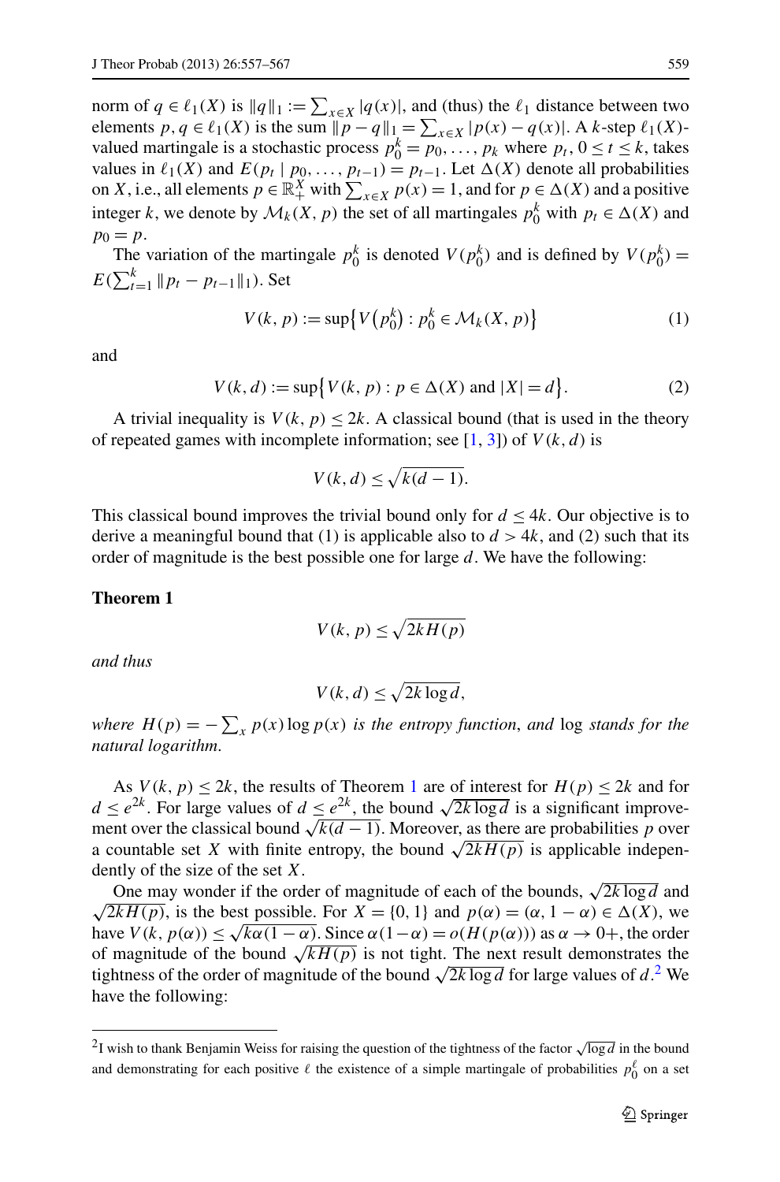norm of $q \in \ell_1(X)$ is $\|q\|_1 := \sum_{x \in X} |q(x)|$, and (thus) the $\ell_1$ distance between two elements $p, q \in \ell_1(X)$ is the sum $\|p - q\|_1 = \sum_{x \in X} |p(x) - q(x)|$. A $k$-step $\ell_1(X)$-valued martingale is a stochastic process $p_0^k = p_0, \dots, p_k$ where $p_t$, $0 \le t \le k$, takes values in $\ell_1(X)$ and $E(p_t \mid p_0, \dots, p_{t-1}) = p_{t-1}$. Let $\Delta(X)$ denote all probabilities on $X$, i.e., all elements $p \in \mathbb{R}_+^X$ with $\sum_{x \in X} p(x) = 1$, and for $p \in \Delta(X)$ and a positive integer $k$, we denote by $\mathcal{M}_k(X, p)$ the set of all martingales $p_0^k$ with $p_t \in \Delta(X)$ and $p_0 = p$.

The variation of the martingale $p_0^k$ is denoted $V(p_0^k)$ and is defined by $V(p_0^k) = E(\sum_{t=1}^k \|p_t - p_{t-1}\|_1)$. Set

$$V(k, p) := \sup\{V(p_0^k) : p_0^k \in \mathcal{M}_k(X, p)\} \tag{1}$$

and

$$V(k, d) := \sup\{V(k, p) : p \in \Delta(X) \text{ and } |X| = d\}. \tag{2}$$

A trivial inequality is $V(k, p) \le 2k$. A classical bound (that is used in the theory of repeated games with incomplete information; see [1, 3]) of $V(k, d)$ is

$$V(k, d) \le \sqrt{k(d-1)}.$$

This classical bound improves the trivial bound only for $d \le 4k$. Our objective is to derive a meaningful bound that (1) is applicable also to $d > 4k$, and (2) such that its order of magnitude is the best possible one for large $d$. We have the following:

**Theorem 1**

$$V(k, p) \le \sqrt{2kH(p)}$$

*and thus*

$$V(k, d) \le \sqrt{2k \log d},$$

*where* $H(p) = -\sum_x p(x) \log p(x)$ *is the entropy function*, *and* log *stands for the natural logarithm.*

As $V(k, p) \le 2k$, the results of Theorem 1 are of interest for $H(p) \le 2k$ and for $d \le e^{2k}$. For large values of $d \le e^{2k}$, the bound $\sqrt{2k \log d}$ is a significant improvement over the classical bound $\sqrt{k(d-1)}$. Moreover, as there are probabilities $p$ over a countable set $X$ with finite entropy, the bound $\sqrt{2kH(p)}$ is applicable independently of the size of the set $X$.

One may wonder if the order of magnitude of each of the bounds, $\sqrt{2k \log d}$ and $\sqrt{2kH(p)}$, is the best possible. For $X = \{0, 1\}$ and $p(\alpha) = (\alpha, 1 - \alpha) \in \Delta(X)$, we have $V(k, p(\alpha)) \le \sqrt{k\alpha(1-\alpha)}$. Since $\alpha(1-\alpha) = o(H(p(\alpha)))$ as $\alpha \to 0+$, the order of magnitude of the bound $\sqrt{kH(p)}$ is not tight. The next result demonstrates the tightness of the order of magnitude of the bound $\sqrt{2k \log d}$ for large values of $d$.[2] We have the following:

[2] I wish to thank Benjamin Weiss for raising the question of the tightness of the factor $\sqrt{\log d}$ in the bound and demonstrating for each positive $\ell$ the existence of a simple martingale of probabilities $p_0^\ell$ on a set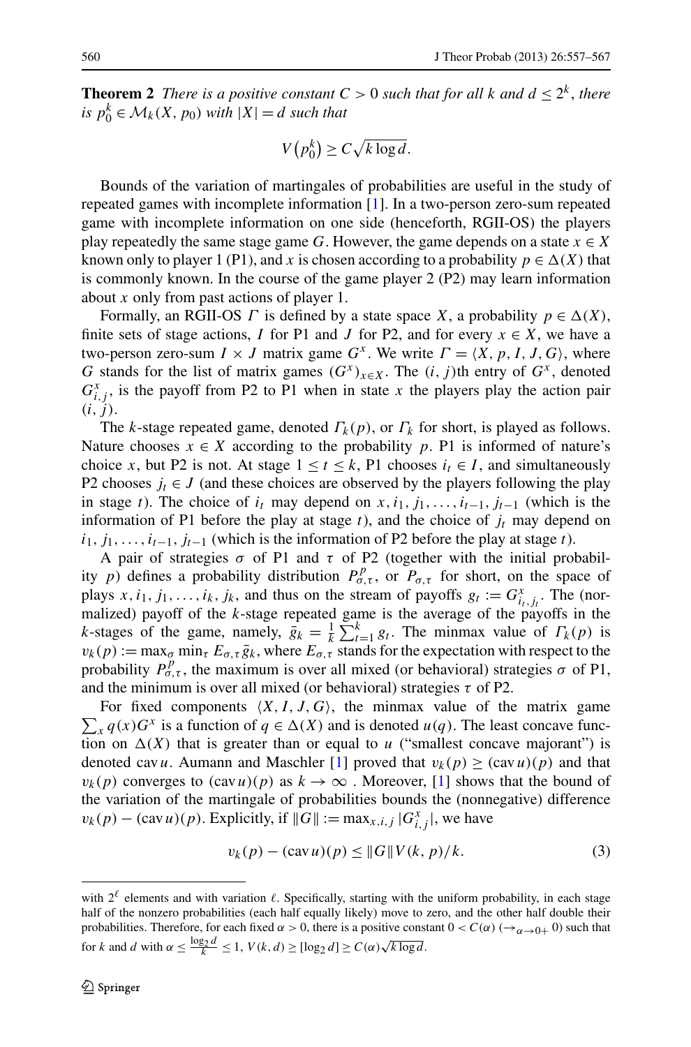**Theorem 2** *There is a positive constant $C > 0$ such that for all $k$ and $d \le 2^k$, there is $p_0^k \in \mathcal{M}_k(X, p_0)$ with $|X| = d$ such that*

$$V\left(p_0^k\right) \ge C\sqrt{k \log d}.$$

Bounds of the variation of martingales of probabilities are useful in the study of repeated games with incomplete information [1]. In a two-person zero-sum repeated game with incomplete information on one side (henceforth, RGII-OS) the players play repeatedly the same stage game $G$. However, the game depends on a state $x \in X$ known only to player 1 (P1), and $x$ is chosen according to a probability $p \in \Delta(X)$ that is commonly known. In the course of the game player 2 (P2) may learn information about $x$ only from past actions of player 1.

Formally, an RGII-OS $\Gamma$ is defined by a state space $X$, a probability $p \in \Delta(X)$, finite sets of stage actions, $I$ for P1 and $J$ for P2, and for every $x \in X$, we have a two-person zero-sum $I \times J$ matrix game $G^x$. We write $\Gamma = \langle X, p, I, J, G\rangle$, where $G$ stands for the list of matrix games $(G^x)_{x\in X}$. The $(i, j)$th entry of $G^x$, denoted $G^x_{i,j}$, is the payoff from P2 to P1 when in state $x$ the players play the action pair $(i, j)$.

The $k$-stage repeated game, denoted $\Gamma_k(p)$, or $\Gamma_k$ for short, is played as follows. Nature chooses $x \in X$ according to the probability $p$. P1 is informed of nature's choice $x$, but P2 is not. At stage $1 \le t \le k$, P1 chooses $i_t \in I$, and simultaneously P2 chooses $j_t \in J$ (and these choices are observed by the players following the play in stage $t$). The choice of $i_t$ may depend on $x, i_1, j_1, \ldots, i_{t-1}, j_{t-1}$ (which is the information of P1 before the play at stage $t$), and the choice of $j_t$ may depend on $i_1, j_1, \ldots, i_{t-1}, j_{t-1}$ (which is the information of P2 before the play at stage $t$).

A pair of strategies $\sigma$ of P1 and $\tau$ of P2 (together with the initial probability $p$) defines a probability distribution $P^p_{\sigma,\tau}$, or $P_{\sigma,\tau}$ for short, on the space of plays $x, i_1, j_1, \ldots, i_k, j_k$, and thus on the stream of payoffs $g_t := G^x_{i_t,j_t}$. The (normalized) payoff of the $k$-stage repeated game is the average of the payoffs in the $k$-stages of the game, namely, $\bar{g}_k = \frac{1}{k}\sum_{t=1}^{k} g_t$. The minmax value of $\Gamma_k(p)$ is $v_k(p) := \max_\sigma \min_\tau E_{\sigma,\tau}\bar{g}_k$, where $E_{\sigma,\tau}$ stands for the expectation with respect to the probability $P^p_{\sigma,\tau}$, the maximum is over all mixed (or behavioral) strategies $\sigma$ of P1, and the minimum is over all mixed (or behavioral) strategies $\tau$ of P2.

For fixed components $\langle X, I, J, G\rangle$, the minmax value of the matrix game $\sum_x q(x)G^x$ is a function of $q \in \Delta(X)$ and is denoted $u(q)$. The least concave function on $\Delta(X)$ that is greater than or equal to $u$ ("smallest concave majorant") is denoted $\operatorname{cav} u$. Aumann and Maschler [1] proved that $v_k(p) \ge (\operatorname{cav} u)(p)$ and that $v_k(p)$ converges to $(\operatorname{cav} u)(p)$ as $k \to \infty$ . Moreover, [1] shows that the bound of the variation of the martingale of probabilities bounds the (nonnegative) difference $v_k(p) - (\operatorname{cav} u)(p)$. Explicitly, if $\|G\| := \max_{x,i,j} |G^x_{i,j}|$, we have

$$v_k(p) - (\operatorname{cav} u)(p) \le \|G\| V(k, p)/k. \tag{3}$$

---

with $2^\ell$ elements and with variation $\ell$. Specifically, starting with the uniform probability, in each stage half of the nonzero probabilities (each half equally likely) move to zero, and the other half double their probabilities. Therefore, for each fixed $\alpha > 0$, there is a positive constant $0 < C(\alpha)$ ($\to_{\alpha\to 0+} 0$) such that for $k$ and $d$ with $\alpha \le \frac{\log_2 d}{k} \le 1$, $V(k, d) \ge [\log_2 d] \ge C(\alpha)\sqrt{k \log d}$.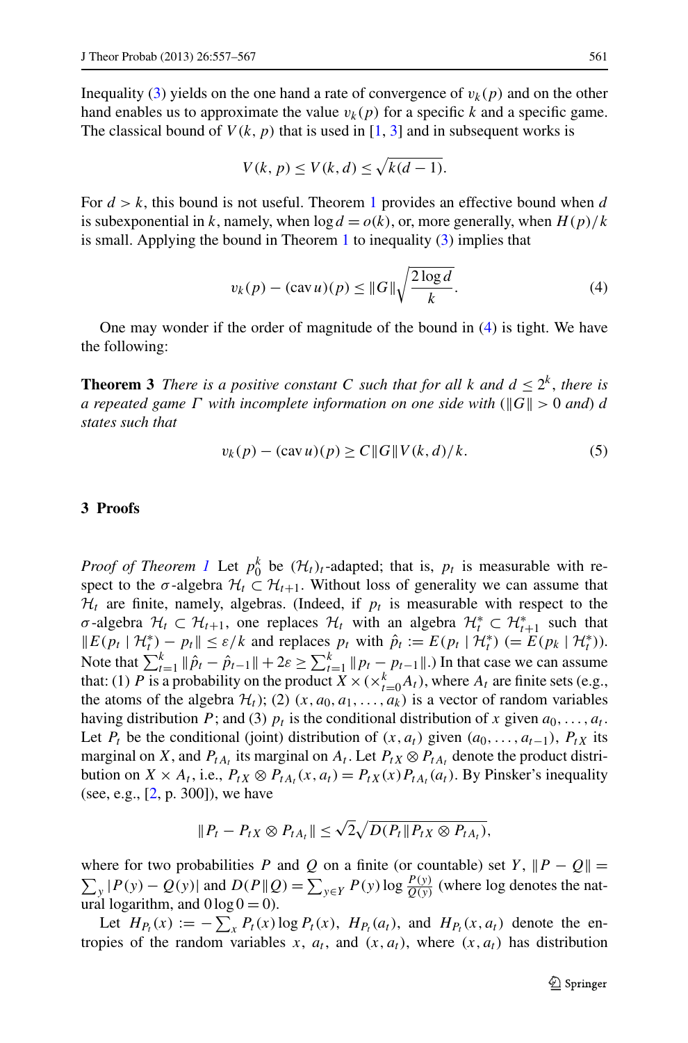Inequality (3) yields on the one hand a rate of convergence of $v_k(p)$ and on the other hand enables us to approximate the value $v_k(p)$ for a specific $k$ and a specific game. The classical bound of $V(k,p)$ that is used in [1, 3] and in subsequent works is

$$V(k,p) \le V(k,d) \le \sqrt{k(d-1)}.$$

For $d > k$, this bound is not useful. Theorem 1 provides an effective bound when $d$ is subexponential in $k$, namely, when $\log d = o(k)$, or, more generally, when $H(p)/k$ is small. Applying the bound in Theorem 1 to inequality (3) implies that

$$v_k(p) - (\operatorname{cav} u)(p) \le \|G\| \sqrt{\frac{2 \log d}{k}}. \tag{4}$$

One may wonder if the order of magnitude of the bound in (4) is tight. We have the following:

**Theorem 3** *There is a positive constant $C$ such that for all $k$ and $d \le 2^k$, there is a repeated game $\Gamma$ with incomplete information on one side with ($\|G\| > 0$ and) $d$ states such that*

$$v_k(p) - (\operatorname{cav} u)(p) \ge C \|G\| V(k,d)/k. \tag{5}$$

## 3 Proofs

*Proof of Theorem 1* Let $p_0^k$ be $(\mathcal{H}_t)_t$-adapted; that is, $p_t$ is measurable with respect to the $\sigma$-algebra $\mathcal{H}_t \subset \mathcal{H}_{t+1}$. Without loss of generality we can assume that $\mathcal{H}_t$ are finite, namely, algebras. (Indeed, if $p_t$ is measurable with respect to the $\sigma$-algebra $\mathcal{H}_t \subset \mathcal{H}_{t+1}$, one replaces $\mathcal{H}_t$ with an algebra $\mathcal{H}_t^* \subset \mathcal{H}_{t+1}^*$ such that $\|E(p_t \mid \mathcal{H}_t^*) - p_t\| \le \varepsilon/k$ and replaces $p_t$ with $\hat{p}_t := E(p_t \mid \mathcal{H}_t^*)$ $(= E(p_k \mid \mathcal{H}_t^*))$. Note that $\sum_{t=1}^k \|\hat{p}_t - \hat{p}_{t-1}\| + 2\varepsilon \ge \sum_{t=1}^k \|p_t - p_{t-1}\|$.) In that case we can assume that: (1) $P$ is a probability on the product $X \times (\times_{t=0}^k A_t)$, where $A_t$ are finite sets (e.g., the atoms of the algebra $\mathcal{H}_t$); (2) $(x, a_0, a_1, \ldots, a_k)$ is a vector of random variables having distribution $P$; and (3) $p_t$ is the conditional distribution of $x$ given $a_0, \ldots, a_t$. Let $P_t$ be the conditional (joint) distribution of $(x, a_t)$ given $(a_0, \ldots, a_{t-1})$, $P_{tX}$ its marginal on $X$, and $P_{tA_t}$ its marginal on $A_t$. Let $P_{tX} \otimes P_{tA_t}$ denote the product distribution on $X \times A_t$, i.e., $P_{tX} \otimes P_{tA_t}(x, a_t) = P_{tX}(x) P_{tA_t}(a_t)$. By Pinsker's inequality (see, e.g., [2, p. 300]), we have

$$\|P_t - P_{tX} \otimes P_{tA_t}\| \le \sqrt{2} \sqrt{D(P_t \| P_{tX} \otimes P_{tA_t})},$$

where for two probabilities $P$ and $Q$ on a finite (or countable) set $Y$, $\|P - Q\| = \sum_y |P(y) - Q(y)|$ and $D(P\|Q) = \sum_{y \in Y} P(y) \log \frac{P(y)}{Q(y)}$ (where log denotes the natural logarithm, and $0 \log 0 = 0$).

Let $H_{P_t}(x) := -\sum_x P_t(x) \log P_t(x)$, $H_{P_t}(a_t)$, and $H_{P_t}(x, a_t)$ denote the entropies of the random variables $x$, $a_t$, and $(x, a_t)$, where $(x, a_t)$ has distribution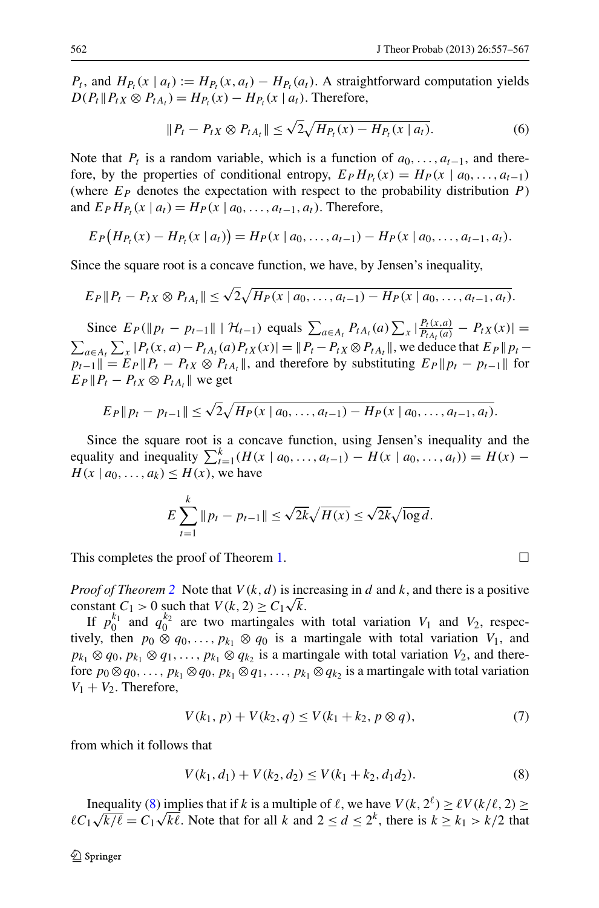$P_t$, and $H_{P_t}(x \mid a_t) := H_{P_t}(x, a_t) - H_{P_t}(a_t)$. A straightforward computation yields $D(P_t \| P_{tX} \otimes P_{tA_t}) = H_{P_t}(x) - H_{P_t}(x \mid a_t)$. Therefore,

$$\|P_t - P_{tX} \otimes P_{tA_t}\| \le \sqrt{2}\sqrt{H_{P_t}(x) - H_{P_t}(x \mid a_t)}. \tag{6}$$

Note that $P_t$ is a random variable, which is a function of $a_0, \ldots, a_{t-1}$, and therefore, by the properties of conditional entropy, $E_P H_{P_t}(x) = H_P(x \mid a_0, \ldots, a_{t-1})$ (where $E_P$ denotes the expectation with respect to the probability distribution $P$) and $E_P H_{P_t}(x \mid a_t) = H_P(x \mid a_0, \ldots, a_{t-1}, a_t)$. Therefore,

$$E_P\big(H_{P_t}(x) - H_{P_t}(x \mid a_t)\big) = H_P(x \mid a_0, \ldots, a_{t-1}) - H_P(x \mid a_0, \ldots, a_{t-1}, a_t).$$

Since the square root is a concave function, we have, by Jensen's inequality,

$$E_P\|P_t - P_{tX} \otimes P_{tA_t}\| \le \sqrt{2}\sqrt{H_P(x \mid a_0, \ldots, a_{t-1}) - H_P(x \mid a_0, \ldots, a_{t-1}, a_t)}.$$

Since $E_P(\|p_t - p_{t-1}\| \mid \mathcal{H}_{t-1})$ equals $\sum_{a \in A_t} P_{tA_t}(a) \sum_x |\frac{P_t(x,a)}{P_{tA_t}(a)} - P_{tX}(x)| = \sum_{a \in A_t} \sum_x |P_t(x, a) - P_{tA_t}(a) P_{tX}(x)| = \|P_t - P_{tX} \otimes P_{tA_t}\|$, we deduce that $E_P\|p_t - p_{t-1}\| = E_P\|P_t - P_{tX} \otimes P_{tA_t}\|$, and therefore by substituting $E_P\|p_t - p_{t-1}\|$ for $E_P\|P_t - P_{tX} \otimes P_{tA_t}\|$ we get

$$E_P\|p_t - p_{t-1}\| \le \sqrt{2}\sqrt{H_P(x \mid a_0, \ldots, a_{t-1}) - H_P(x \mid a_0, \ldots, a_{t-1}, a_t)}.$$

Since the square root is a concave function, using Jensen's inequality and the equality and inequality $\sum_{t=1}^{k}(H(x \mid a_0, \ldots, a_{t-1}) - H(x \mid a_0, \ldots, a_t)) = H(x) - H(x \mid a_0, \ldots, a_k) \le H(x)$, we have

$$E\sum_{t=1}^{k}\|p_t - p_{t-1}\| \le \sqrt{2k}\sqrt{H(x)} \le \sqrt{2k}\sqrt{\log d}.$$

This completes the proof of Theorem 1. $\square$

*Proof of Theorem 2* Note that $V(k, d)$ is increasing in $d$ and $k$, and there is a positive constant $C_1 > 0$ such that $V(k, 2) \ge C_1\sqrt{k}$.

If $p_0^{k_1}$ and $q_0^{k_2}$ are two martingales with total variation $V_1$ and $V_2$, respectively, then $p_0 \otimes q_0, \ldots, p_{k_1} \otimes q_0$ is a martingale with total variation $V_1$, and $p_{k_1} \otimes q_0, p_{k_1} \otimes q_1, \ldots, p_{k_1} \otimes q_{k_2}$ is a martingale with total variation $V_2$, and therefore $p_0 \otimes q_0, \ldots, p_{k_1} \otimes q_0, p_{k_1} \otimes q_1, \ldots, p_{k_1} \otimes q_{k_2}$ is a martingale with total variation $V_1 + V_2$. Therefore,

$$V(k_1, p) + V(k_2, q) \le V(k_1 + k_2, p \otimes q), \tag{7}$$

from which it follows that

$$V(k_1, d_1) + V(k_2, d_2) \le V(k_1 + k_2, d_1 d_2). \tag{8}$$

Inequality (8) implies that if $k$ is a multiple of $\ell$, we have $V(k, 2^\ell) \ge \ell V(k/\ell, 2) \ge \ell C_1\sqrt{k/\ell} = C_1\sqrt{k\ell}$. Note that for all $k$ and $2 \le d \le 2^k$, there is $k \ge k_1 > k/2$ that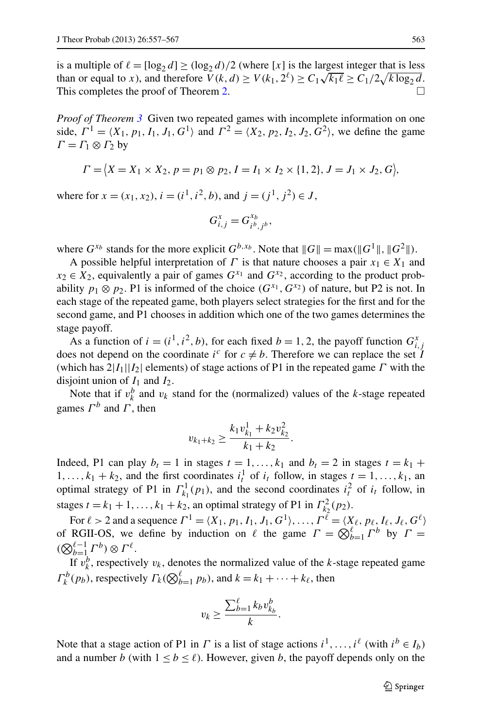is a multiple of $\ell = [\log_2 d] \geq (\log_2 d)/2$ (where $[x]$ is the largest integer that is less than or equal to $x$), and therefore $V(k,d) \geq V(k_1, 2^\ell) \geq C_1\sqrt{k_1 \ell} \geq C_1/2\sqrt{k \log_2 d}$. This completes the proof of Theorem 2. □

*Proof of Theorem 3* Given two repeated games with incomplete information on one side, $\Gamma^1 = \langle X_1, p_1, I_1, J_1, G^1\rangle$ and $\Gamma^2 = \langle X_2, p_2, I_2, J_2, G^2\rangle$, we define the game $\Gamma = \Gamma_1 \otimes \Gamma_2$ by

$$\Gamma = \langle X = X_1 \times X_2, p = p_1 \otimes p_2, I = I_1 \times I_2 \times \{1,2\}, J = J_1 \times J_2, G\rangle,$$

where for $x = (x_1, x_2)$, $i = (i^1, i^2, b)$, and $j = (j^1, j^2) \in J$,

$$G^x_{i,j} = G^{x_b}_{i^b, j^b},$$

where $G^{x_b}$ stands for the more explicit $G^{b,x_b}$. Note that $\|G\| = \max(\|G^1\|, \|G^2\|)$.

A possible helpful interpretation of $\Gamma$ is that nature chooses a pair $x_1 \in X_1$ and $x_2 \in X_2$, equivalently a pair of games $G^{x_1}$ and $G^{x_2}$, according to the product probability $p_1 \otimes p_2$. P1 is informed of the choice $(G^{x_1}, G^{x_2})$ of nature, but P2 is not. In each stage of the repeated game, both players select strategies for the first and for the second game, and P1 chooses in addition which one of the two games determines the stage payoff.

As a function of $i = (i^1, i^2, b)$, for each fixed $b = 1, 2$, the payoff function $G^x_{i,j}$ does not depend on the coordinate $i^c$ for $c \neq b$. Therefore we can replace the set $I$ (which has $2|I_1||I_2|$ elements) of stage actions of P1 in the repeated game $\Gamma$ with the disjoint union of $I_1$ and $I_2$.

Note that if $v^b_k$ and $v_k$ stand for the (normalized) values of the $k$-stage repeated games $\Gamma^b$ and $\Gamma$, then

$$v_{k_1+k_2} \geq \frac{k_1 v^1_{k_1} + k_2 v^2_{k_2}}{k_1 + k_2}.$$

Indeed, P1 can play $b_t = 1$ in stages $t = 1, \ldots, k_1$ and $b_t = 2$ in stages $t = k_1 + 1, \ldots, k_1 + k_2$, and the first coordinates $i^1_t$ of $i_t$ follow, in stages $t = 1, \ldots, k_1$, an optimal strategy of P1 in $\Gamma^1_{k_1}(p_1)$, and the second coordinates $i^2_t$ of $i_t$ follow, in stages $t = k_1 + 1, \ldots, k_1 + k_2$, an optimal strategy of P1 in $\Gamma^2_{k_2}(p_2)$.

For $\ell > 2$ and a sequence $\Gamma^1 = \langle X_1, p_1, I_1, J_1, G^1\rangle, \ldots, \Gamma^\ell = \langle X_\ell, p_\ell, I_\ell, J_\ell, G^\ell\rangle$ of RGII-OS, we define by induction on $\ell$ the game $\Gamma = \bigotimes_{b=1}^{\ell} \Gamma^b$ by $\Gamma = (\bigotimes_{b=1}^{\ell-1} \Gamma^b) \otimes \Gamma^\ell$.

If $v^b_k$, respectively $v_k$, denotes the normalized value of the $k$-stage repeated game $\Gamma^b_k(p_b)$, respectively $\Gamma_k(\bigotimes_{b=1}^{\ell} p_b)$, and $k = k_1 + \cdots + k_\ell$, then

$$v_k \geq \frac{\sum_{b=1}^{\ell} k_b v^b_{k_b}}{k}.$$

Note that a stage action of P1 in $\Gamma$ is a list of stage actions $i^1, \ldots, i^\ell$ (with $i^b \in I_b$) and a number $b$ (with $1 \leq b \leq \ell$). However, given $b$, the payoff depends only on the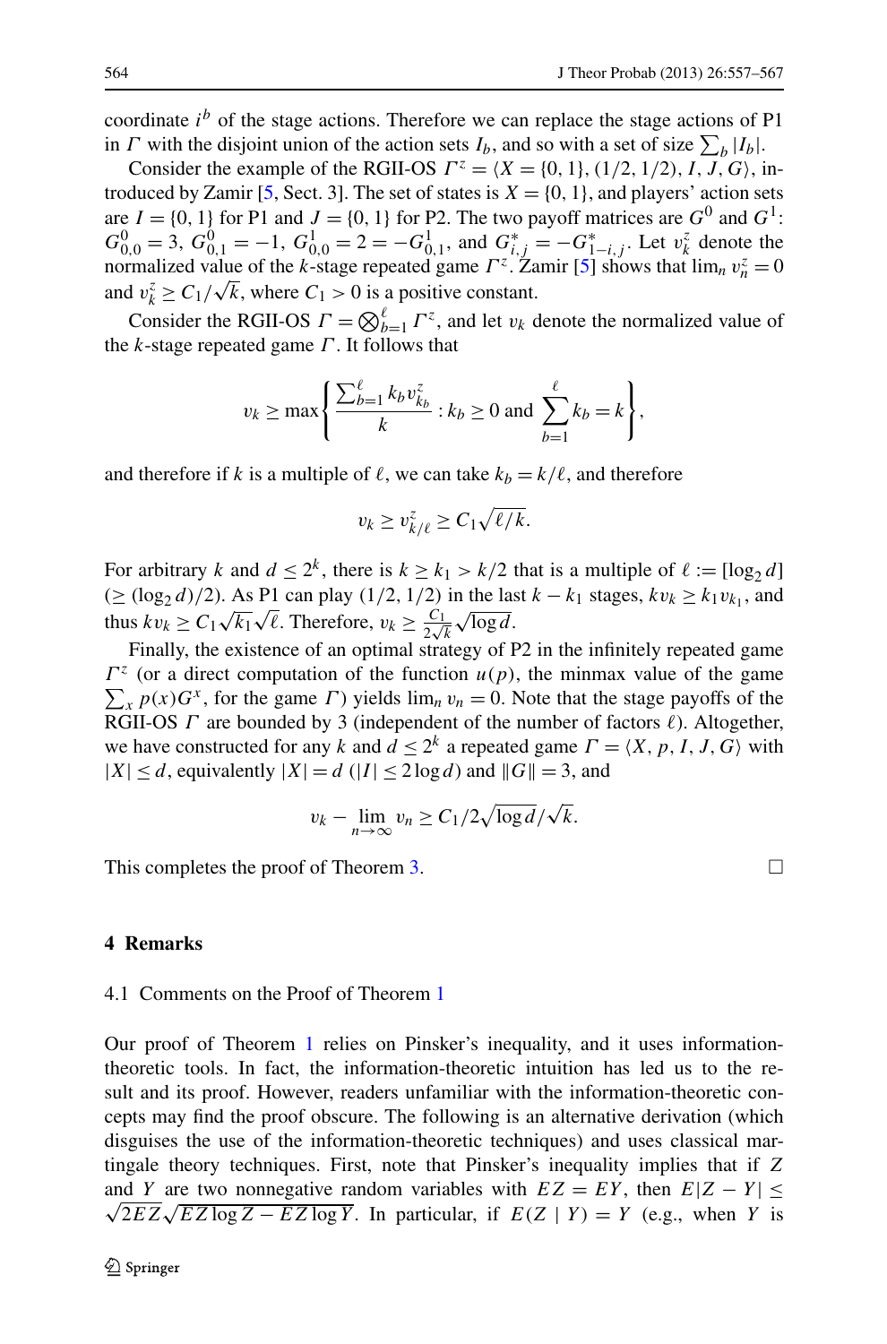coordinate $i^b$ of the stage actions. Therefore we can replace the stage actions of P1 in $\Gamma$ with the disjoint union of the action sets $I_b$, and so with a set of size $\sum_b |I_b|$.

Consider the example of the RGII-OS $\Gamma^z = \langle X = \{0,1\}, (1/2, 1/2), I, J, G \rangle$, introduced by Zamir [5, Sect. 3]. The set of states is $X = \{0,1\}$, and players' action sets are $I = \{0,1\}$ for P1 and $J = \{0,1\}$ for P2. The two payoff matrices are $G^0$ and $G^1$: $G^0_{0,0} = 3$, $G^0_{0,1} = -1$, $G^1_{0,0} = 2 = -G^1_{0,1}$, and $G^*_{i,j} = -G^*_{1-i,j}$. Let $v^z_k$ denote the normalized value of the $k$-stage repeated game $\Gamma^z$. Zamir [5] shows that $\lim_n v^z_n = 0$ and $v^z_k \geq C_1/\sqrt{k}$, where $C_1 > 0$ is a positive constant.

Consider the RGII-OS $\Gamma = \bigotimes_{b=1}^{\ell} \Gamma^z$, and let $v_k$ denote the normalized value of the $k$-stage repeated game $\Gamma$. It follows that

$$v_k \geq \max\left\{ \frac{\sum_{b=1}^{\ell} k_b v^z_{k_b}}{k} : k_b \geq 0 \text{ and } \sum_{b=1}^{\ell} k_b = k \right\},$$

and therefore if $k$ is a multiple of $\ell$, we can take $k_b = k/\ell$, and therefore

$$v_k \geq v^z_{k/\ell} \geq C_1 \sqrt{\ell/k}.$$

For arbitrary $k$ and $d \leq 2^k$, there is $k \geq k_1 > k/2$ that is a multiple of $\ell := [\log_2 d]$ ($\geq (\log_2 d)/2$). As P1 can play $(1/2, 1/2)$ in the last $k - k_1$ stages, $k v_k \geq k_1 v_{k_1}$, and thus $k v_k \geq C_1 \sqrt{k_1}\sqrt{\ell}$. Therefore, $v_k \geq \frac{C_1}{2\sqrt{k}} \sqrt{\log d}$.

Finally, the existence of an optimal strategy of P2 in the infinitely repeated game $\Gamma^z$ (or a direct computation of the function $u(p)$, the minmax value of the game $\sum_x p(x) G^x$, for the game $\Gamma$) yields $\lim_n v_n = 0$. Note that the stage payoffs of the RGII-OS $\Gamma$ are bounded by 3 (independent of the number of factors $\ell$). Altogether, we have constructed for any $k$ and $d \leq 2^k$ a repeated game $\Gamma = \langle X, p, I, J, G \rangle$ with $|X| \leq d$, equivalently $|X| = d$ ($|I| \leq 2 \log d$) and $\|G\| = 3$, and

$$v_k - \lim_{n \to \infty} v_n \geq C_1/2\sqrt{\log d}/\sqrt{k}.$$

This completes the proof of Theorem 3. □

## 4 Remarks

### 4.1 Comments on the Proof of Theorem 1

Our proof of Theorem 1 relies on Pinsker's inequality, and it uses information-theoretic tools. In fact, the information-theoretic intuition has led us to the result and its proof. However, readers unfamiliar with the information-theoretic concepts may find the proof obscure. The following is an alternative derivation (which disguises the use of the information-theoretic techniques) and uses classical martingale theory techniques. First, note that Pinsker's inequality implies that if $Z$ and $Y$ are two nonnegative random variables with $EZ = EY$, then $E|Z - Y| \leq \sqrt{2EZ}\sqrt{EZ \log Z - EZ \log Y}$. In particular, if $E(Z \mid Y) = Y$ (e.g., when $Y$ is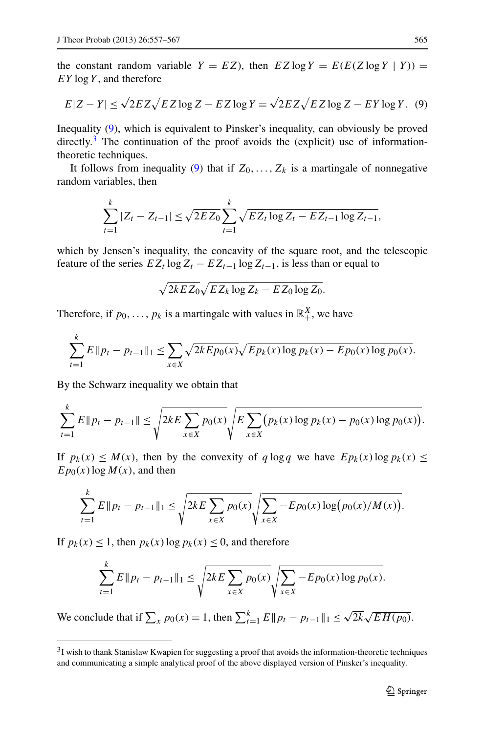the constant random variable $Y = EZ$), then $EZ \log Y = E(E(Z \log Y \mid Y)) = EY \log Y$, and therefore

$$E|Z - Y| \leq \sqrt{2EZ}\sqrt{EZ \log Z - EZ \log Y} = \sqrt{2EZ}\sqrt{EZ \log Z - EY \log Y}. \quad (9)$$

Inequality (9), which is equivalent to Pinsker's inequality, can obviously be proved directly.[3] The continuation of the proof avoids the (explicit) use of information-theoretic techniques.

It follows from inequality (9) that if $Z_0, \ldots, Z_k$ is a martingale of nonnegative random variables, then

$$\sum_{t=1}^{k} |Z_t - Z_{t-1}| \leq \sqrt{2EZ_0} \sum_{t=1}^{k} \sqrt{EZ_t \log Z_t - EZ_{t-1} \log Z_{t-1}},$$

which by Jensen's inequality, the concavity of the square root, and the telescopic feature of the series $EZ_t \log Z_t - EZ_{t-1} \log Z_{t-1}$, is less than or equal to

$$\sqrt{2kEZ_0}\sqrt{EZ_k \log Z_k - EZ_0 \log Z_0}.$$

Therefore, if $p_0, \ldots, p_k$ is a martingale with values in $\mathbb{R}_+^X$, we have

$$\sum_{t=1}^{k} E\|p_t - p_{t-1}\|_1 \leq \sum_{x \in X} \sqrt{2kEp_0(x)}\sqrt{Ep_k(x) \log p_k(x) - Ep_0(x) \log p_0(x)}.$$

By the Schwarz inequality we obtain that

$$\sum_{t=1}^{k} E\|p_t - p_{t-1}\| \leq \sqrt{2kE \sum_{x \in X} p_0(x)} \sqrt{E \sum_{x \in X} \bigl(p_k(x) \log p_k(x) - p_0(x) \log p_0(x)\bigr)}.$$

If $p_k(x) \leq M(x)$, then by the convexity of $q \log q$ we have $Ep_k(x) \log p_k(x) \leq Ep_0(x) \log M(x)$, and then

$$\sum_{t=1}^{k} E\|p_t - p_{t-1}\|_1 \leq \sqrt{2kE \sum_{x \in X} p_0(x)} \sqrt{\sum_{x \in X} -Ep_0(x) \log\bigl(p_0(x)/M(x)\bigr)}.$$

If $p_k(x) \leq 1$, then $p_k(x) \log p_k(x) \leq 0$, and therefore

$$\sum_{t=1}^{k} E\|p_t - p_{t-1}\|_1 \leq \sqrt{2kE \sum_{x \in X} p_0(x)} \sqrt{\sum_{x \in X} -Ep_0(x) \log p_0(x)}.$$

We conclude that if $\sum_x p_0(x) = 1$, then $\sum_{t=1}^{k} E\|p_t - p_{t-1}\|_1 \leq \sqrt{2k}\sqrt{EH(p_0)}$.

[3] I wish to thank Stanislaw Kwapien for suggesting a proof that avoids the information-theoretic techniques and communicating a simple analytical proof of the above displayed version of Pinsker's inequality.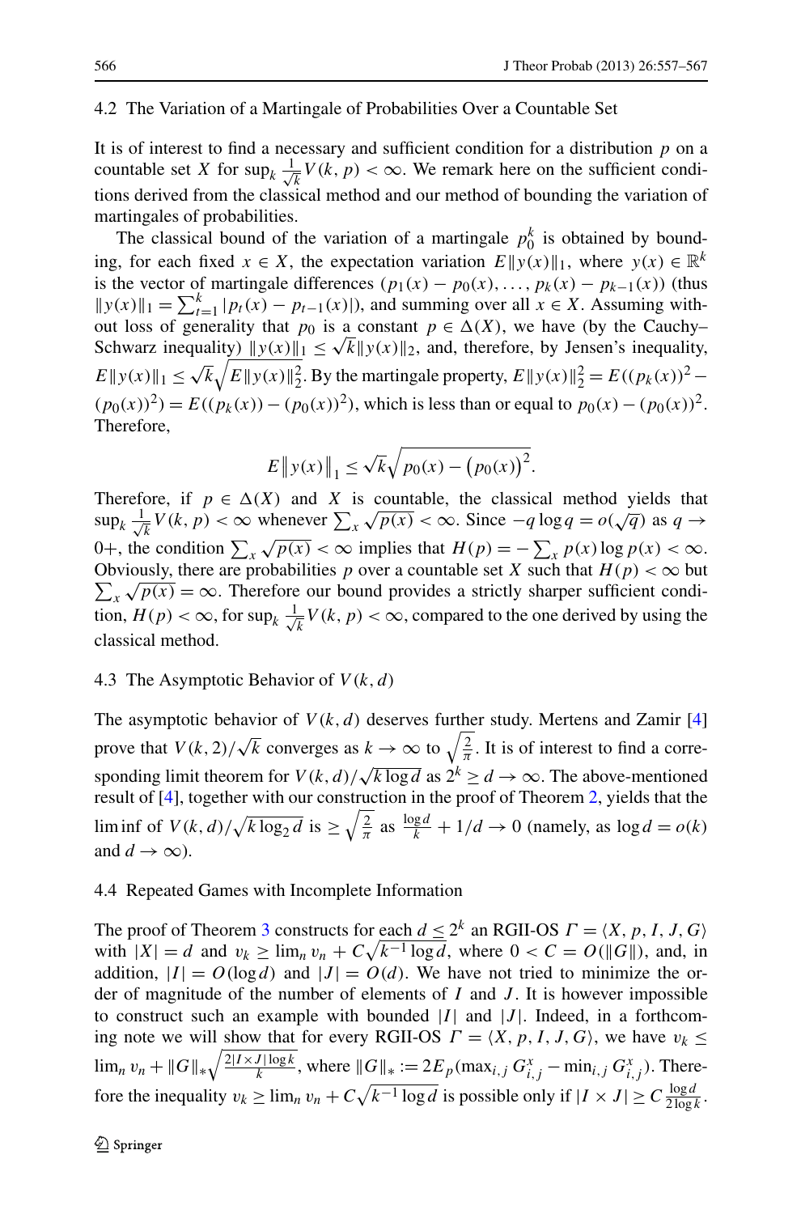### 4.2 The Variation of a Martingale of Probabilities Over a Countable Set

It is of interest to find a necessary and sufficient condition for a distribution $p$ on a countable set $X$ for $\sup_k \frac{1}{\sqrt{k}} V(k, p) < \infty$. We remark here on the sufficient conditions derived from the classical method and our method of bounding the variation of martingales of probabilities.

The classical bound of the variation of a martingale $p_0^k$ is obtained by bounding, for each fixed $x \in X$, the expectation variation $E\|y(x)\|_1$, where $y(x) \in \mathbb{R}^k$ is the vector of martingale differences $(p_1(x) - p_0(x), \dots, p_k(x) - p_{k-1}(x))$ (thus $\|y(x)\|_1 = \sum_{t=1}^k |p_t(x) - p_{t-1}(x)|$), and summing over all $x \in X$. Assuming without loss of generality that $p_0$ is a constant $p \in \Delta(X)$, we have (by the Cauchy–Schwarz inequality) $\|y(x)\|_1 \le \sqrt{k}\|y(x)\|_2$, and, therefore, by Jensen's inequality, $E\|y(x)\|_1 \le \sqrt{k}\sqrt{E\|y(x)\|_2^2}$. By the martingale property, $E\|y(x)\|_2^2 = E((p_k(x))^2 - (p_0(x))^2) = E((p_k(x)) - (p_0(x))^2)$, which is less than or equal to $p_0(x) - (p_0(x))^2$. Therefore,

$$E\|y(x)\|_1 \le \sqrt{k}\sqrt{p_0(x) - \left(p_0(x)\right)^2}.$$

Therefore, if $p \in \Delta(X)$ and $X$ is countable, the classical method yields that $\sup_k \frac{1}{\sqrt{k}} V(k, p) < \infty$ whenever $\sum_x \sqrt{p(x)} < \infty$. Since $-q \log q = o(\sqrt{q})$ as $q \to 0+$, the condition $\sum_x \sqrt{p(x)} < \infty$ implies that $H(p) = -\sum_x p(x) \log p(x) < \infty$. Obviously, there are probabilities $p$ over a countable set $X$ such that $H(p) < \infty$ but $\sum_x \sqrt{p(x)} = \infty$. Therefore our bound provides a strictly sharper sufficient condition, $H(p) < \infty$, for $\sup_k \frac{1}{\sqrt{k}} V(k, p) < \infty$, compared to the one derived by using the classical method.

### 4.3 The Asymptotic Behavior of $V(k, d)$

The asymptotic behavior of $V(k, d)$ deserves further study. Mertens and Zamir [4] prove that $V(k, 2)/\sqrt{k}$ converges as $k \to \infty$ to $\sqrt{\frac{2}{\pi}}$. It is of interest to find a corresponding limit theorem for $V(k, d)/\sqrt{k \log d}$ as $2^k \ge d \to \infty$. The above-mentioned result of [4], together with our construction in the proof of Theorem 2, yields that the lim inf of $V(k, d)/\sqrt{k \log_2 d}$ is $\ge \sqrt{\frac{2}{\pi}}$ as $\frac{\log d}{k} + 1/d \to 0$ (namely, as $\log d = o(k)$ and $d \to \infty$).

### 4.4 Repeated Games with Incomplete Information

The proof of Theorem 3 constructs for each $d \le 2^k$ an RGII-OS $\Gamma = \langle X, p, I, J, G \rangle$ with $|X| = d$ and $v_k \ge \lim_n v_n + C\sqrt{k^{-1} \log d}$, where $0 < C = O(\|G\|)$, and, in addition, $|I| = O(\log d)$ and $|J| = O(d)$. We have not tried to minimize the order of magnitude of the number of elements of $I$ and $J$. It is however impossible to construct such an example with bounded $|I|$ and $|J|$. Indeed, in a forthcoming note we will show that for every RGII-OS $\Gamma = \langle X, p, I, J, G \rangle$, we have $v_k \le \lim_n v_n + \|G\|_* \sqrt{\frac{2|I \times J| \log k}{k}}$, where $\|G\|_* := 2E_p(\max_{i,j} G^x_{i,j} - \min_{i,j} G^x_{i,j})$. Therefore the inequality $v_k \ge \lim_n v_n + C\sqrt{k^{-1} \log d}$ is possible only if $|I \times J| \ge C\frac{\log d}{2 \log k}$.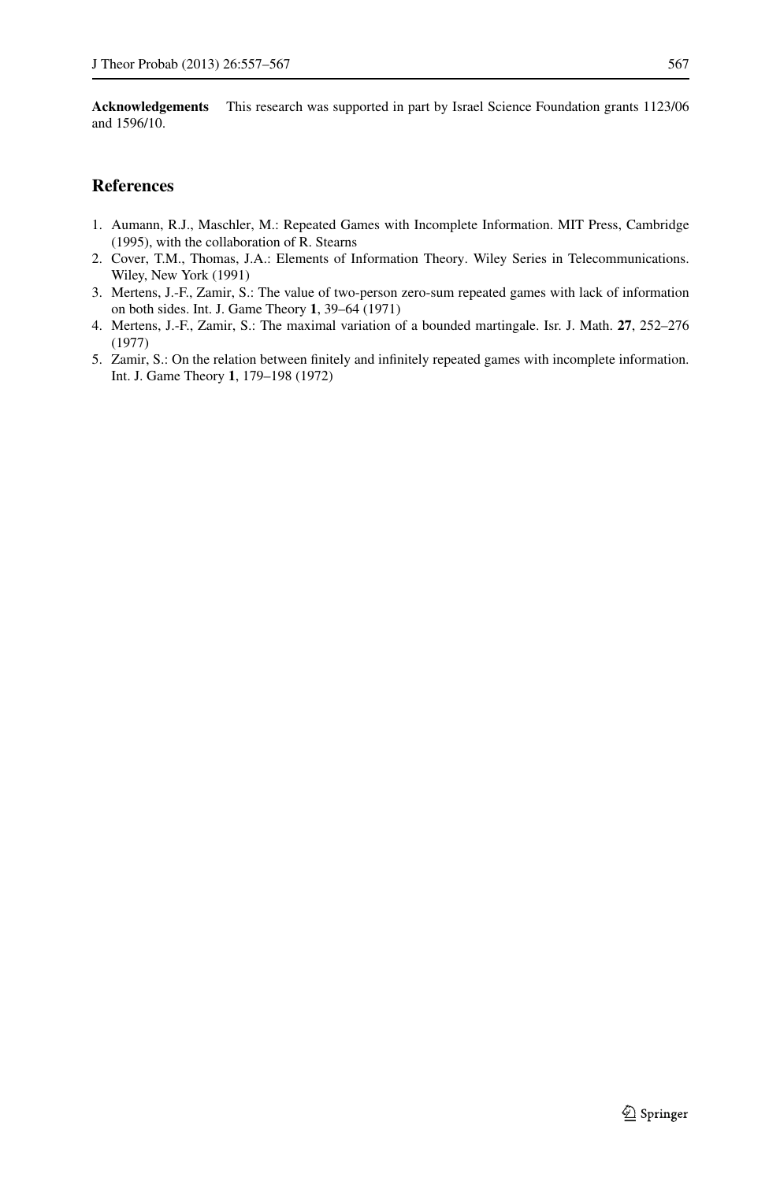**Acknowledgements** This research was supported in part by Israel Science Foundation grants 1123/06 and 1596/10.

## References

1. Aumann, R.J., Maschler, M.: Repeated Games with Incomplete Information. MIT Press, Cambridge (1995), with the collaboration of R. Stearns
2. Cover, T.M., Thomas, J.A.: Elements of Information Theory. Wiley Series in Telecommunications. Wiley, New York (1991)
3. Mertens, J.-F., Zamir, S.: The value of two-person zero-sum repeated games with lack of information on both sides. Int. J. Game Theory **1**, 39–64 (1971)
4. Mertens, J.-F., Zamir, S.: The maximal variation of a bounded martingale. Isr. J. Math. **27**, 252–276 (1977)
5. Zamir, S.: On the relation between finitely and infinitely repeated games with incomplete information. Int. J. Game Theory **1**, 179–198 (1972)